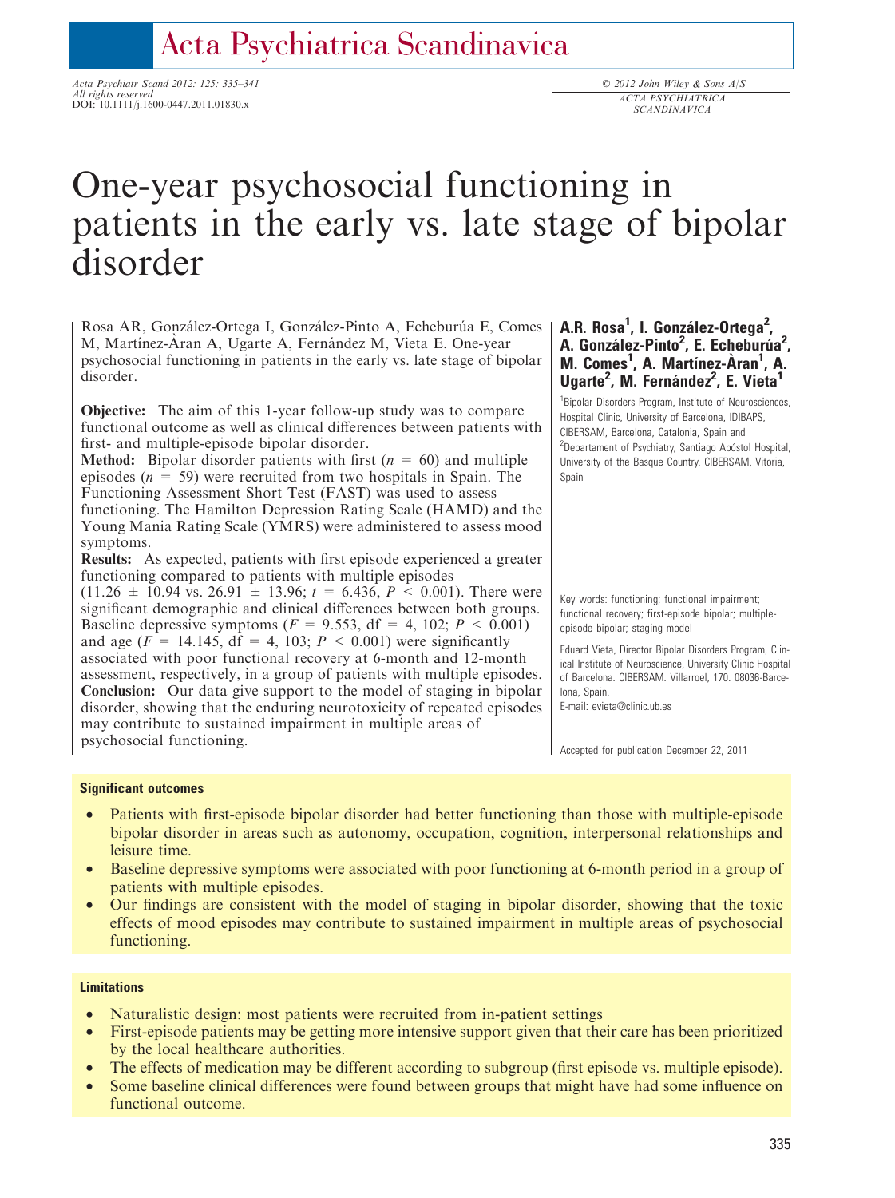# One-year psychosocial functioning in patients in the early vs. late stage of bipolar disorder

Rosa AR, González-Ortega I, González-Pinto A, Echeburúa E, Comes M, Martínez-Àran A, Ugarte A, Fernández M, Vieta E. One-year psychosocial functioning in patients in the early vs. late stage of bipolar disorder.

**A.R. Rosa[1], I. González-Ortega[2], A. González-Pinto[2], E. Echeburúa[2], M. Comes[1], A. Martínez-Àran[1], A. Ugarte[2], M. Fernández[2], E. Vieta[1]**

[1]Bipolar Disorders Program, Institute of Neurosciences, Hospital Clinic, University of Barcelona, IDIBAPS, CIBERSAM, Barcelona, Catalonia, Spain and [2]Departament of Psychiatry, Santiago Apóstol Hospital, University of the Basque Country, CIBERSAM, Vitoria, Spain

**Objective:** The aim of this 1-year follow-up study was to compare functional outcome as well as clinical differences between patients with first- and multiple-episode bipolar disorder.

**Method:** Bipolar disorder patients with first ($n = 60$) and multiple episodes ($n = 59$) were recruited from two hospitals in Spain. The Functioning Assessment Short Test (FAST) was used to assess functioning. The Hamilton Depression Rating Scale (HAMD) and the Young Mania Rating Scale (YMRS) were administered to assess mood symptoms.

**Results:** As expected, patients with first episode experienced a greater functioning compared to patients with multiple episodes ($11.26 \pm 10.94$ vs. $26.91 \pm 13.96$; $t = 6.436$, $P < 0.001$). There were significant demographic and clinical differences between both groups. Baseline depressive symptoms ($F = 9.553$, df = 4, 102; $P < 0.001$) and age ($F = 14.145$, df = 4, 103; $P < 0.001$) were significantly associated with poor functional recovery at 6-month and 12-month assessment, respectively, in a group of patients with multiple episodes.

**Conclusion:** Our data give support to the model of staging in bipolar disorder, showing that the enduring neurotoxicity of repeated episodes may contribute to sustained impairment in multiple areas of psychosocial functioning.

Key words: functioning; functional impairment; functional recovery; first-episode bipolar; multiple-episode bipolar; staging model

Eduard Vieta, Director Bipolar Disorders Program, Clinical Institute of Neuroscience, University Clinic Hospital of Barcelona. CIBERSAM. Villarroel, 170. 08036-Barcelona, Spain.
E-mail: evieta@clinic.ub.es

Accepted for publication December 22, 2011

## Significant outcomes

- Patients with first-episode bipolar disorder had better functioning than those with multiple-episode bipolar disorder in areas such as autonomy, occupation, cognition, interpersonal relationships and leisure time.
- Baseline depressive symptoms were associated with poor functioning at 6-month period in a group of patients with multiple episodes.
- Our findings are consistent with the model of staging in bipolar disorder, showing that the toxic effects of mood episodes may contribute to sustained impairment in multiple areas of psychosocial functioning.

## Limitations

- Naturalistic design: most patients were recruited from in-patient settings
- First-episode patients may be getting more intensive support given that their care has been prioritized by the local healthcare authorities.
- The effects of medication may be different according to subgroup (first episode vs. multiple episode).
- Some baseline clinical differences were found between groups that might have had some influence on functional outcome.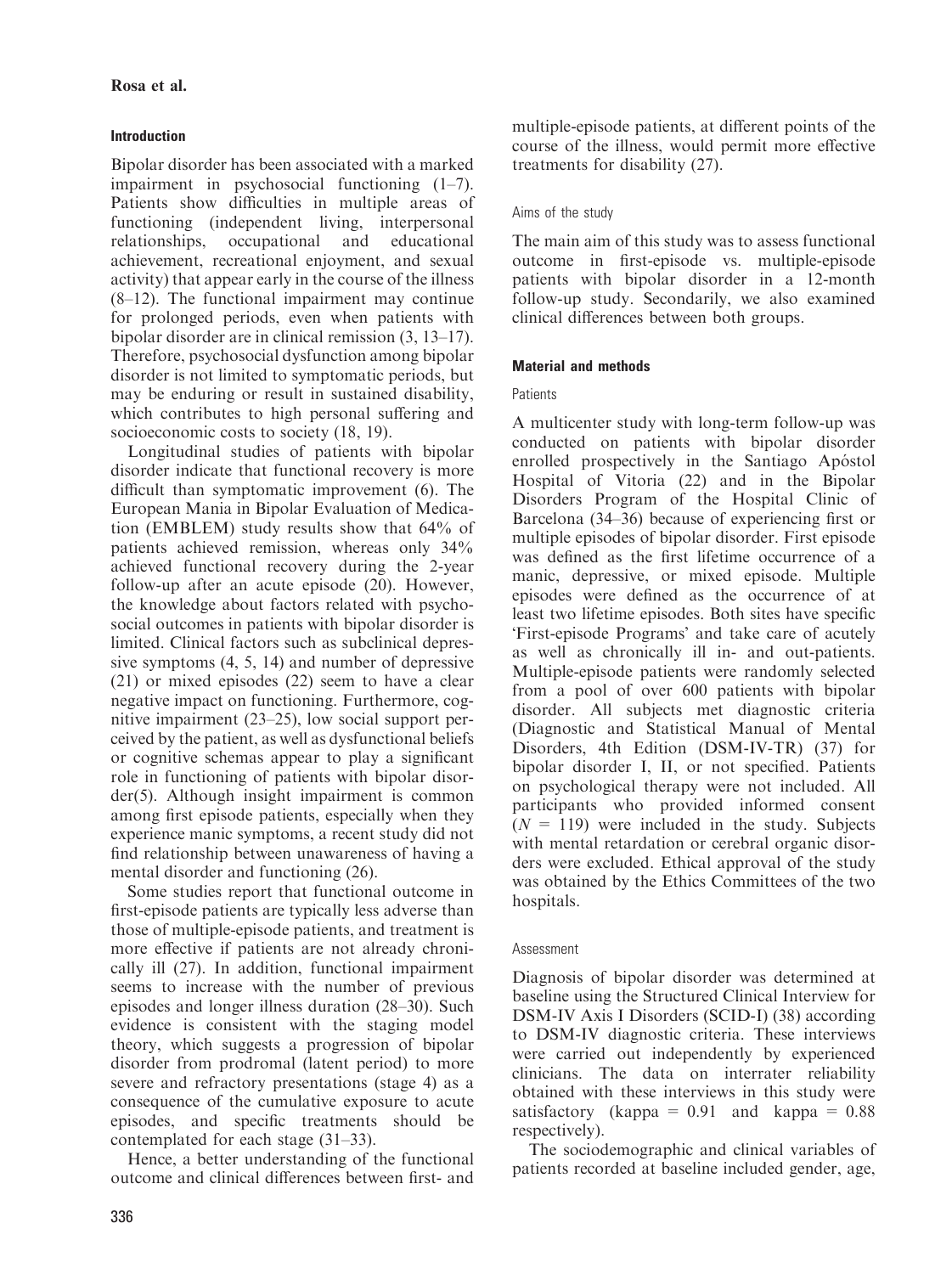## Introduction

Bipolar disorder has been associated with a marked impairment in psychosocial functioning (1–7). Patients show difficulties in multiple areas of functioning (independent living, interpersonal relationships, occupational and educational achievement, recreational enjoyment, and sexual activity) that appear early in the course of the illness (8–12). The functional impairment may continue for prolonged periods, even when patients with bipolar disorder are in clinical remission (3, 13–17). Therefore, psychosocial dysfunction among bipolar disorder is not limited to symptomatic periods, but may be enduring or result in sustained disability, which contributes to high personal suffering and socioeconomic costs to society (18, 19).

Longitudinal studies of patients with bipolar disorder indicate that functional recovery is more difficult than symptomatic improvement (6). The European Mania in Bipolar Evaluation of Medication (EMBLEM) study results show that 64% of patients achieved remission, whereas only 34% achieved functional recovery during the 2-year follow-up after an acute episode (20). However, the knowledge about factors related with psychosocial outcomes in bipolar disorder is limited. Clinical factors such as subclinical depressive symptoms (4, 5, 14) and number of depressive (21) or mixed episodes (22) seem to have a clear negative impact on functioning. Furthermore, cognitive impairment (23–25), low social support perceived by the patient, as well as dysfunctional beliefs or cognitive schemas appear to play a significant role in functioning of patients with bipolar disorder(5). Although insight impairment is common among first episode patients, especially when they experience manic symptoms, a recent study did not find relationship between unawareness of having a mental disorder and functioning (26).

Some studies report that functional outcome in first-episode patients are typically less adverse than those of multiple-episode patients, and treatment is more effective if patients are not already chronically ill (27). In addition, functional impairment seems to increase with the number of previous episodes and longer illness duration (28–30). Such evidence is consistent with the staging model theory, which suggests a progression of bipolar disorder from prodromal (latent period) to more severe and refractory presentations (stage 4) as a consequence of the cumulative exposure to acute episodes, and specific treatments should be contemplated for each stage (31–33).

Hence, a better understanding of the functional outcome and clinical differences between first- and multiple-episode patients, at different points of the course of the illness, would permit more effective treatments for disability (27).

### Aims of the study

The main aim of this study was to assess functional outcome in first-episode vs. multiple-episode patients with bipolar disorder in a 12-month follow-up study. Secondarily, we also examined clinical differences between both groups.

## Material and methods

### Patients

A multicenter study with long-term follow-up was conducted on patients with bipolar disorder enrolled prospectively in the Santiago Apóstol Hospital of Vitoria (22) and in the Bipolar Disorders Program of the Hospital Clinic of Barcelona (34–36) because of experiencing first or multiple episodes of bipolar disorder. First episode was defined as the first lifetime occurrence of a manic, depressive, or mixed episode. Multiple episodes were defined as the occurrence of at least two lifetime episodes. Both sites have specific 'First-episode Programs' and take care of acutely as well as chronically ill in- and out-patients. Multiple-episode patients were randomly selected from a pool of over 600 patients with bipolar disorder. All subjects met diagnostic criteria (Diagnostic and Statistical Manual of Mental Disorders, 4th Edition (DSM-IV-TR) (37) for bipolar disorder I, II, or not specified. Patients on psychological therapy were not included. All participants who provided informed consent ($N = 119$) were included in the study. Subjects with mental retardation or cerebral organic disorders were excluded. Ethical approval of the study was obtained by the Ethics Committees of the two hospitals.

### Assessment

Diagnosis of bipolar disorder was determined at baseline using the Structured Clinical Interview for DSM-IV Axis I Disorders (SCID-I) (38) according to DSM-IV diagnostic criteria. These interviews were carried out independently by experienced clinicians. The data on interrater reliability obtained with these interviews in this study were satisfactory (kappa = 0.91 and kappa = 0.88 respectively).

The sociodemographic and clinical variables of patients recorded at baseline included gender, age,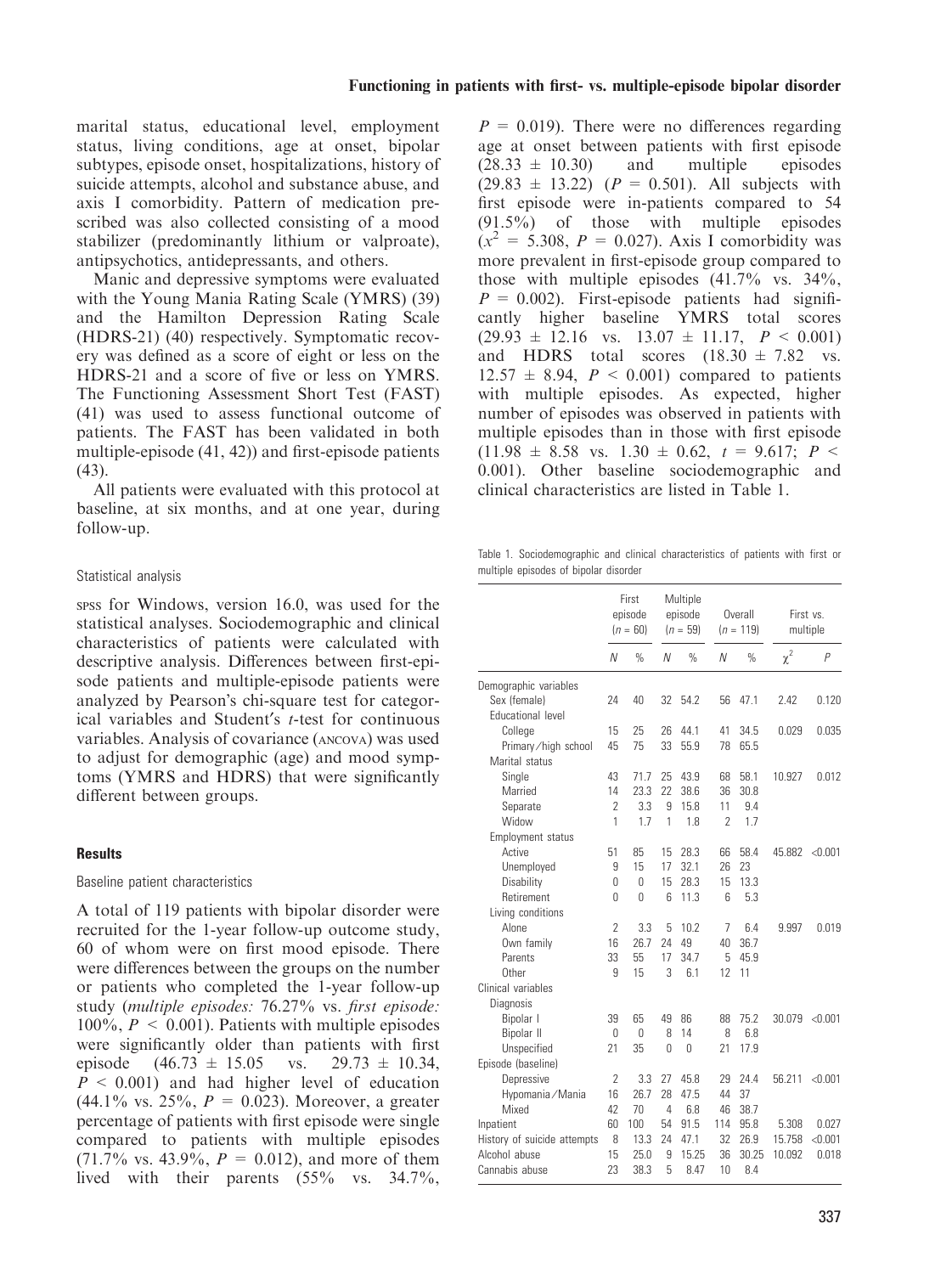marital status, educational level, employment status, living conditions, age at onset, bipolar subtypes, episode onset, hospitalizations, history of suicide attempts, alcohol and substance abuse, and axis I comorbidity. Pattern of medication prescribed was also collected consisting of a mood stabilizer (predominantly lithium or valproate), antipsychotics, antidepressants, and others.

Manic and depressive symptoms were evaluated with the Young Mania Rating Scale (YMRS) (39) and the Hamilton Depression Rating Scale (HDRS-21) (40) respectively. Symptomatic recovery was defined as a score of eight or less on the HDRS-21 and a score of five or less on YMRS. The Functioning Assessment Short Test (FAST) (41) was used to assess functional outcome of patients. The FAST has been validated in both multiple-episode (41, 42)) and first-episode patients (43).

All patients were evaluated with this protocol at baseline, at six months, and at one year, during follow-up.

### Statistical analysis

SPSS for Windows, version 16.0, was used for the statistical analyses. Sociodemographic and clinical characteristics of patients were calculated with descriptive analysis. Differences between first-episode patients and multiple-episode patients were analyzed by Pearson's chi-square test for categorical variables and Student's *t*-test for continuous variables. Analysis of covariance (ANCOVA) was used to adjust for demographic (age) and mood symptoms (YMRS and HDRS) that were significantly different between groups.

## Results

### Baseline patient characteristics

A total of 119 patients with bipolar disorder were recruited for the 1-year follow-up outcome study, 60 of whom were on first mood episode. There were differences between the groups on the number or patients who completed the 1-year follow-up study (*multiple episodes:* 76.27% vs. *first episode:* 100%, $P < 0.001$). Patients with multiple episodes were significantly older than patients with first episode ($46.73 \pm 15.05$ vs. $29.73 \pm 10.34$, $P < 0.001$) and had higher level of education (44.1% vs. 25%, $P = 0.023$). Moreover, a greater percentage of patients with first episode were single compared to patients with multiple episodes (71.7% vs. 43.9%, $P = 0.012$), and more of them lived with their parents (55% vs. 34.7%, $P = 0.019$). There were no differences regarding age at onset between patients with first episode ($28.33 \pm 10.30$) and multiple episodes ($29.83 \pm 13.22$) ($P = 0.501$). All subjects with first episode were in-patients compared to 54 (91.5%) of those with multiple episodes ($x^2 = 5.308$, $P = 0.027$). Axis I comorbidity was more prevalent in first-episode group compared to those with multiple episodes (41.7% vs. 34%, $P = 0.002$). First-episode patients had significantly higher baseline YMRS total scores ($29.93 \pm 12.16$ vs. $13.07 \pm 11.17$, $P < 0.001$) and HDRS total scores ($18.30 \pm 7.82$ vs. $12.57 \pm 8.94$, $P < 0.001$) compared to patients with multiple episodes. As expected, higher number of episodes was observed in patients with multiple episodes than in those with first episode ($11.98 \pm 8.58$ vs. $1.30 \pm 0.62$, $t = 9.617$; $P < 0.001$). Other baseline sociodemographic and clinical characteristics are listed in Table 1.

Table 1. Sociodemographic and clinical characteristics of patients with first or multiple episodes of bipolar disorder

| | First episode ($n = 60$) | | Multiple episode ($n = 59$) | | Overall ($n = 119$) | | First vs. multiple | |
|---|---|---|---|---|---|---|---|---|
| | *N* | % | *N* | % | *N* | % | $\chi^2$ | *P* |
| Demographic variables | | | | | | | | |
| Sex (female) | 24 | 40 | 32 | 54.2 | 56 | 47.1 | 2.42 | 0.120 |
| Educational level | | | | | | | | |
| College | 15 | 25 | 26 | 44.1 | 41 | 34.5 | 0.029 | 0.035 |
| Primary/high school | 45 | 75 | 33 | 55.9 | 78 | 65.5 | | |
| Marital status | | | | | | | | |
| Single | 43 | 71.7 | 25 | 43.9 | 68 | 58.1 | 10.927 | 0.012 |
| Married | 14 | 23.3 | 22 | 38.6 | 36 | 30.8 | | |
| Separate | 2 | 3.3 | 9 | 15.8 | 11 | 9.4 | | |
| Widow | 1 | 1.7 | 1 | 1.8 | 2 | 1.7 | | |
| Employment status | | | | | | | | |
| Active | 51 | 85 | 15 | 28.3 | 66 | 58.4 | 45.882 | <0.001 |
| Unemployed | 9 | 15 | 17 | 32.1 | 26 | 23 | | |
| Disability | 0 | 0 | 15 | 28.3 | 15 | 13.3 | | |
| Retirement | 0 | 0 | 6 | 11.3 | 6 | 5.3 | | |
| Living conditions | | | | | | | | |
| Alone | 2 | 3.3 | 5 | 10.2 | 7 | 6.4 | 9.997 | 0.019 |
| Own family | 16 | 26.7 | 24 | 49 | 40 | 36.7 | | |
| Parents | 33 | 55 | 17 | 34.7 | 5 | 45.9 | | |
| Other | 9 | 15 | 3 | 6.1 | 12 | 11 | | |
| Clinical variables | | | | | | | | |
| Diagnosis | | | | | | | | |
| Bipolar I | 39 | 65 | 49 | 86 | 88 | 75.2 | 30.079 | <0.001 |
| Bipolar II | 0 | 0 | 8 | 14 | 8 | 6.8 | | |
| Unspecified | 21 | 35 | 0 | 0 | 21 | 17.9 | | |
| Episode (baseline) | | | | | | | | |
| Depressive | 2 | 3.3 | 27 | 45.8 | 29 | 24.4 | 56.211 | <0.001 |
| Hypomania/Mania | 16 | 26.7 | 28 | 47.5 | 44 | 37 | | |
| Mixed | 42 | 70 | 4 | 6.8 | 46 | 38.7 | | |
| Inpatient | 60 | 100 | 54 | 91.5 | 114 | 95.8 | 5.308 | 0.027 |
| History of suicide attempts | 8 | 13.3 | 24 | 47.1 | 32 | 26.9 | 15.758 | <0.001 |
| Alcohol abuse | 15 | 25.0 | 9 | 15.25 | 36 | 30.25 | 10.092 | 0.018 |
| Cannabis abuse | 23 | 38.3 | 5 | 8.47 | 10 | 8.4 | | |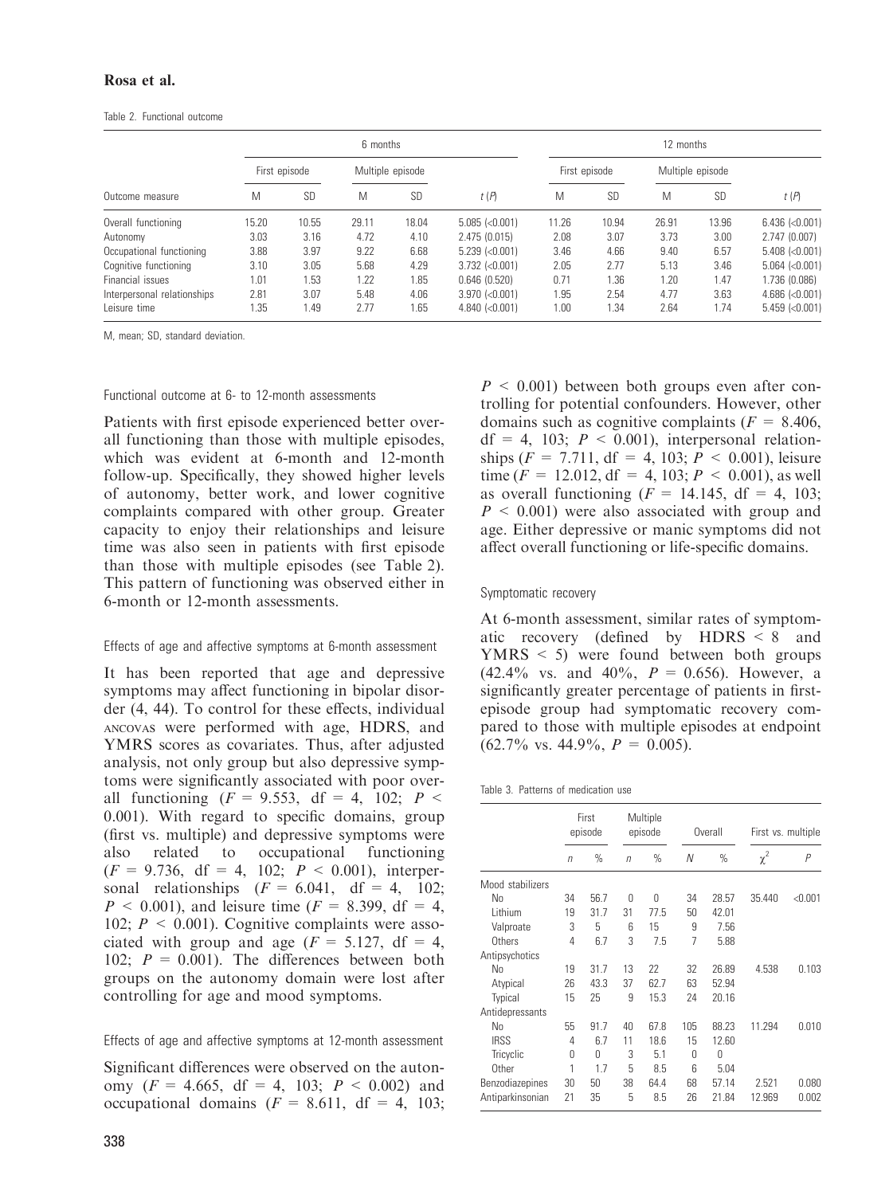Table 2. Functional outcome

| Outcome measure | 6 months | | | | | 12 months | | | | |
|---|---|---|---|---|---|---|---|---|---|---|
| | First episode | | Multiple episode | | | First episode | | Multiple episode | | |
| | M | SD | M | SD | t (P) | M | SD | M | SD | t (P) |
| Overall functioning | 15.20 | 10.55 | 29.11 | 18.04 | 5.085 (<0.001) | 11.26 | 10.94 | 26.91 | 13.96 | 6.436 (<0.001) |
| Autonomy | 3.03 | 3.16 | 4.72 | 4.10 | 2.475 (0.015) | 2.08 | 3.07 | 3.73 | 3.00 | 2.747 (0.007) |
| Occupational functioning | 3.88 | 3.97 | 9.22 | 6.68 | 5.239 (<0.001) | 3.46 | 4.66 | 9.40 | 6.57 | 5.408 (<0.001) |
| Cognitive functioning | 3.10 | 3.05 | 5.68 | 4.29 | 3.732 (<0.001) | 2.05 | 2.77 | 5.13 | 3.46 | 5.064 (<0.001) |
| Financial issues | 1.01 | 1.53 | 1.22 | 1.85 | 0.646 (0.520) | 0.71 | 1.36 | 1.20 | 1.47 | 1.736 (0.086) |
| Interpersonal relationships | 2.81 | 3.07 | 5.48 | 4.06 | 3.970 (<0.001) | 1.95 | 2.54 | 4.77 | 3.63 | 4.686 (<0.001) |
| Leisure time | 1.35 | 1.49 | 2.77 | 1.65 | 4.840 (<0.001) | 1.00 | 1.34 | 2.64 | 1.74 | 5.459 (<0.001) |

M, mean; SD, standard deviation.

#### Functional outcome at 6- to 12-month assessments

Patients with first episode experienced better overall functioning than those with multiple episodes, which was evident at 6-month and 12-month follow-up. Specifically, they showed higher levels of autonomy, better work, and lower cognitive complaints compared with other group. Greater capacity to enjoy their relationships and leisure time was also seen in patients with first episode than those with multiple episodes (see Table 2). This pattern of functioning was observed either in 6-month or 12-month assessments.

#### Effects of age and affective symptoms at 6-month assessment

It has been reported that age and depressive symptoms may affect functioning in bipolar disorder (4, 44). To control for these effects, individual ANCOVAS were performed with age, HDRS, and YMRS scores as covariates. Thus, after adjusted analysis, not only group but also depressive symptoms were significantly associated with poor overall functioning ($F = 9.553$, df = 4, 102; $P < 0.001$). With regard to specific domains, group (first vs. multiple) and depressive symptoms were also related to occupational functioning ($F = 9.736$, df = 4, 102; $P < 0.001$), interpersonal relationships ($F = 6.041$, df = 4, 102; $P < 0.001$), and leisure time ($F = 8.399$, df = 4, 102; $P < 0.001$). Cognitive complaints were associated with group and age ($F = 5.127$, df = 4, 102; $P = 0.001$). The differences between both groups on the autonomy domain were lost after controlling for age and mood symptoms.

#### Effects of age and affective symptoms at 12-month assessment

Significant differences were observed on the autonomy ($F = 4.665$, df = 4, 103; $P < 0.002$) and occupational domains ($F = 8.611$, df = 4, 103; $P < 0.001$) between both groups even after controlling for potential confounders. However, other domains such as cognitive complaints ($F = 8.406$, df = 4, 103; $P < 0.001$), interpersonal relationships ($F = 7.711$, df = 4, 103; $P < 0.001$), leisure time ($F = 12.012$, df = 4, 103; $P < 0.001$), as well as overall functioning ($F = 14.145$, df = 4, 103; $P < 0.001$) were also associated with group and age. Either depressive or manic symptoms did not affect overall functioning or life-specific domains.

#### Symptomatic recovery

At 6-month assessment, similar rates of symptomatic recovery (defined by HDRS < 8 and YMRS < 5) were found between both groups (42.4% vs. and 40%, $P = 0.656$). However, a significantly greater percentage of patients in first-episode group had symptomatic recovery compared to those with multiple episodes at endpoint (62.7% vs. 44.9%, $P = 0.005$).

Table 3. Patterns of medication use

| | First episode | | Multiple episode | | Overall | | First vs. multiple | |
|---|---|---|---|---|---|---|---|---|
| | n | % | n | % | N | % | $\chi^2$ | P |
| Mood stabilizers | | | | | | | | |
| No | 34 | 56.7 | 0 | 0 | 34 | 28.57 | 35.440 | <0.001 |
| Lithium | 19 | 31.7 | 31 | 77.5 | 50 | 42.01 | | |
| Valproate | 3 | 5 | 6 | 15 | 9 | 7.56 | | |
| Others | 4 | 6.7 | 3 | 7.5 | 7 | 5.88 | | |
| Antipsychotics | | | | | | | | |
| No | 19 | 31.7 | 13 | 22 | 32 | 26.89 | 4.538 | 0.103 |
| Atypical | 26 | 43.3 | 37 | 62.7 | 63 | 52.94 | | |
| Typical | 15 | 25 | 9 | 15.3 | 24 | 20.16 | | |
| Antidepressants | | | | | | | | |
| No | 55 | 91.7 | 40 | 67.8 | 105 | 88.23 | 11.294 | 0.010 |
| IRSS | 4 | 6.7 | 11 | 18.6 | 15 | 12.60 | | |
| Tricyclic | 0 | 0 | 3 | 5.1 | 0 | 0 | | |
| Other | 1 | 1.7 | 5 | 8.5 | 6 | 5.04 | | |
| Benzodiazepines | 30 | 50 | 38 | 64.4 | 68 | 57.14 | 2.521 | 0.080 |
| Antiparkinsonian | 21 | 35 | 5 | 8.5 | 26 | 21.84 | 12.969 | 0.002 |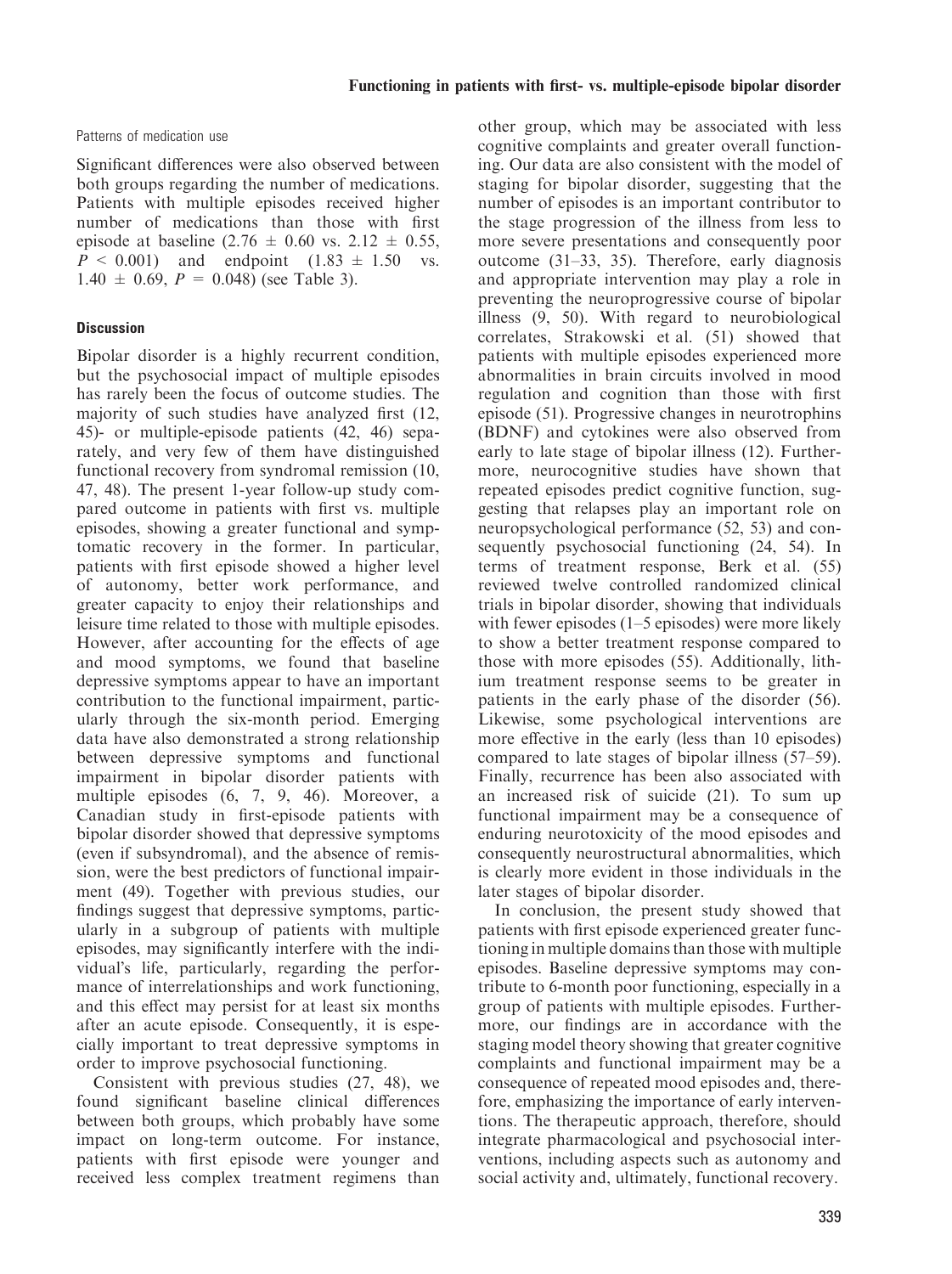#### Patterns of medication use

Significant differences were also observed between both groups regarding the number of medications. Patients with multiple episodes received higher number of medications than those with first episode at baseline (2.76 ± 0.60 vs. 2.12 ± 0.55, $P < 0.001$) and endpoint (1.83 ± 1.50 vs. 1.40 ± 0.69, $P = 0.048$) (see Table 3).

### Discussion

Bipolar disorder is a highly recurrent condition, but the psychosocial impact of multiple episodes has rarely been the focus of outcome studies. The majority of such studies have analyzed first (12, 45)- or multiple-episode patients (42, 46) separately, and very few of them have distinguished functional recovery from syndromal remission (10, 47, 48). The present 1-year follow-up study compared outcome in patients with first vs. multiple episodes, showing a greater functional and symptomatic recovery in the former. In particular, patients with first episode showed a higher level of autonomy, better work performance, and greater capacity to enjoy their relationships and leisure time related to those with multiple episodes. However, after accounting for the effects of age and mood symptoms, we found that baseline depressive symptoms appear to have an important contribution to the functional impairment, particularly through the six-month period. Emerging data have also demonstrated a strong relationship between depressive symptoms and functional impairment in bipolar disorder patients with multiple episodes (6, 7, 9, 46). Moreover, a Canadian study in first-episode patients with bipolar disorder showed that depressive symptoms (even if subsyndromal), and the absence of remission, were the best predictors of functional impairment (49). Together with previous studies, our findings suggest that depressive symptoms, particularly in a subgroup of patients with multiple episodes, may significantly interfere with the individual's life, particularly, regarding the performance of interrelationships and work functioning, and this effect may persist for at least six months after an acute episode. Consequently, it is especially important to treat depressive symptoms in order to improve psychosocial functioning.

Consistent with previous studies (27, 48), we found significant baseline clinical differences between both groups, which probably have some impact on long-term outcome. For instance, patients with first episode were younger and received less complex treatment regimens than other group, which may be associated with less cognitive complaints and greater overall functioning. Our data are also consistent with the model of staging for bipolar disorder, suggesting that the number of episodes is an important contributor to the stage progression of the illness from less to more severe presentations and consequently poor outcome (31–33, 35). Therefore, early diagnosis and appropriate intervention may play a role in preventing the neuroprogressive course of bipolar illness (9, 50). With regard to neurobiological correlates, Strakowski et al. (51) showed that patients with multiple episodes experienced more abnormalities in brain circuits involved in mood regulation and cognition than those with first episode (51). Progressive changes in neurotrophins (BDNF) and cytokines were also observed from early to late stage of bipolar illness (12). Furthermore, neurocognitive studies have shown that repeated episodes predict cognitive function, suggesting that relapses play an important role on neuropsychological performance (52, 53) and consequently psychosocial functioning (24, 54). In terms of treatment response, Berk et al. (55) reviewed twelve controlled randomized clinical trials in bipolar disorder, showing that individuals with fewer episodes (1–5 episodes) were more likely to show a better treatment response compared to those with more episodes (55). Additionally, lithium treatment response seems to be greater in patients in the early phase of the disorder (56). Likewise, some psychological interventions are more effective in the early (less than 10 episodes) compared to late stages of bipolar illness (57–59). Finally, recurrence has been also associated with an increased risk of suicide (21). To sum up functional impairment may be a consequence of enduring neurotoxicity of the mood episodes and consequently neurostructural abnormalities, which is clearly more evident in those individuals in the later stages of bipolar disorder.

In conclusion, the present study showed that patients with first episode experienced greater functioning in multiple domains than those with multiple episodes. Baseline depressive symptoms may contribute to 6-month poor functioning, especially in a group of patients with multiple episodes. Furthermore, our findings are in accordance with the staging model theory showing that greater cognitive complaints and functional impairment may be a consequence of repeated mood episodes and, therefore, emphasizing the importance of early interventions. The therapeutic approach, therefore, should integrate pharmacological and psychosocial interventions, including aspects such as autonomy and social activity and, ultimately, functional recovery.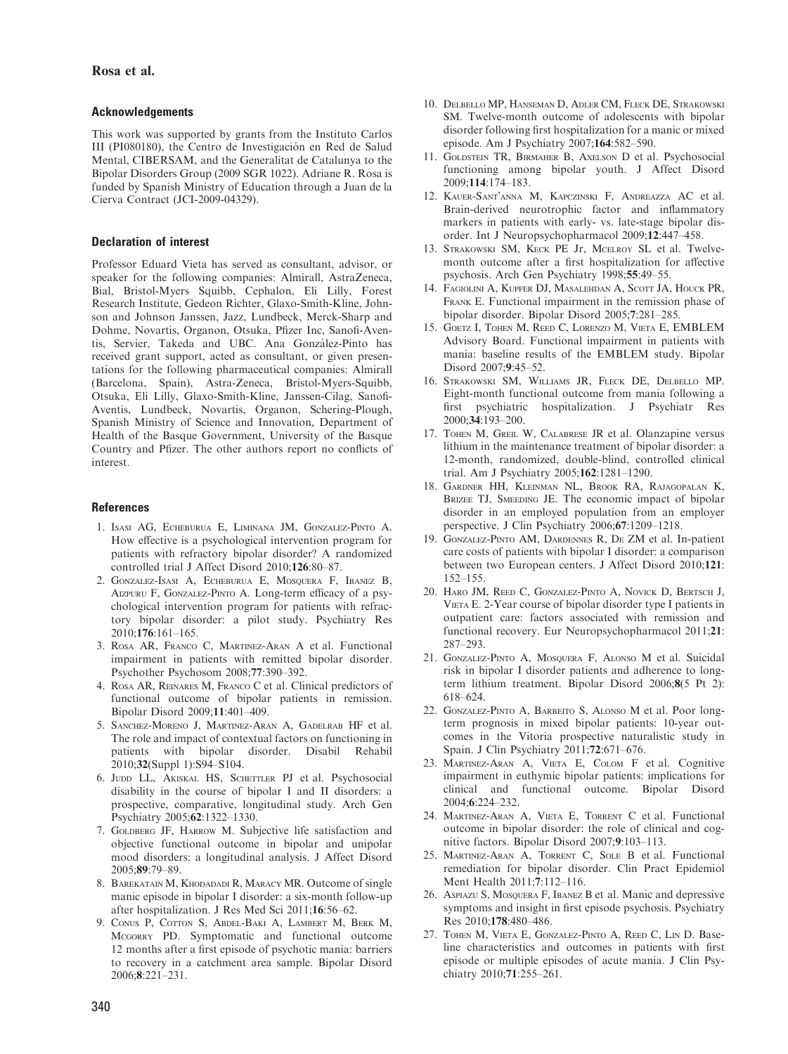## Acknowledgements

This work was supported by grants from the Instituto Carlos III (PI080180), the Centro de Investigación en Red de Salud Mental, CIBERSAM, and the Generalitat de Catalunya to the Bipolar Disorders Group (2009 SGR 1022). Adriane R. Rosa is funded by Spanish Ministry of Education through a Juan de la Cierva Contract (JCI-2009-04329).

## Declaration of interest

Professor Eduard Vieta has served as consultant, advisor, or speaker for the following companies: Almirall, AstraZeneca, Bial, Bristol-Myers Squibb, Cephalon, Eli Lilly, Forest Research Institute, Gedeon Richter, Glaxo-Smith-Kline, Johnson and Johnson Janssen, Jazz, Lundbeck, Merck-Sharp and Dohme, Novartis, Organon, Otsuka, Pfizer Inc, Sanofi-Aventis, Servier, Takeda and UBC. Ana González-Pinto has received grant support, acted as consultant, or given presentations for the following pharmaceutical companies: Almirall (Barcelona, Spain), Astra-Zeneca, Bristol-Myers-Squibb, Otsuka, Eli Lilly, Glaxo-Smith-Kline, Janssen-Cilag, Sanofi-Aventis, Lundbeck, Novartis, Organon, Schering-Plough, Spanish Ministry of Science and Innovation, Department of Health of the Basque Government, University of the Basque Country and Pfizer. The other authors report no conflicts of interest.

## References

1. Isasi AG, Echeburua E, Liminana JM, Gonzalez-Pinto A. How effective is a psychological intervention program for patients with refractory bipolar disorder? A randomized controlled trial J Affect Disord 2010;**126**:80–87.
2. Gonzalez-Isasi A, Echeburua E, Mosquera F, Ibanez B, Aizpuru F, Gonzalez-Pinto A. Long-term efficacy of a psychological intervention program for patients with refractory bipolar disorder: a pilot study. Psychiatry Res 2010;**176**:161–165.
3. Rosa AR, Franco C, Martinez-Aran A et al. Functional impairment in patients with remitted bipolar disorder. Psychother Psychosom 2008;**77**:390–392.
4. Rosa AR, Reinares M, Franco C et al. Clinical predictors of functional outcome of bipolar patients in remission. Bipolar Disord 2009;**11**:401–409.
5. Sanchez-Moreno J, Martinez-Aran A, Gadelrab HF et al. The role and impact of contextual factors on functioning in patients with bipolar disorder. Disabil Rehabil 2010;**32**(Suppl 1):S94–S104.
6. Judd LL, Akiskal HS, Schettler PJ et al. Psychosocial disability in the course of bipolar I and II disorders: a prospective, comparative, longitudinal study. Arch Gen Psychiatry 2005;**62**:1322–1330.
7. Goldberg JF, Harrow M. Subjective life satisfaction and objective functional outcome in bipolar and unipolar mood disorders: a longitudinal analysis. J Affect Disord 2005;**89**:79–89.
8. Barekatain M, Khodadadi R, Maracy MR. Outcome of single manic episode in bipolar I disorder: a six-month follow-up after hospitalization. J Res Med Sci 2011;**16**:56–62.
9. Conus P, Cotton S, Abdel-Baki A, Lambert M, Berk M, Mcgorry PD. Symptomatic and functional outcome 12 months after a first episode of psychotic mania: barriers to recovery in a catchment area sample. Bipolar Disord 2006;**8**:221–231.
10. Delbello MP, Hanseman D, Adler CM, Fleck DE, Strakowski SM. Twelve-month outcome of adolescents with bipolar disorder following first hospitalization for a manic or mixed episode. Am J Psychiatry 2007;**164**:582–590.
11. Goldstein TR, Birmaher B, Axelson D et al. Psychosocial functioning among bipolar youth. J Affect Disord 2009;**114**:174–183.
12. Kauer-Sant'anna M, Kapczinski F, Andreazza AC et al. Brain-derived neurotrophic factor and inflammatory markers in patients with early- vs. late-stage bipolar disorder. Int J Neuropsychopharmacol 2009;**12**:447–458.
13. Strakowski SM, Keck PE Jr, Mcelroy SL et al. Twelve-month outcome after a first hospitalization for affective psychosis. Arch Gen Psychiatry 1998;**55**:49–55.
14. Fagiolini A, Kupfer DJ, Masalehdan A, Scott JA, Houck PR, Frank E. Functional impairment in the remission phase of bipolar disorder. Bipolar Disord 2005;**7**:281–285.
15. Goetz I, Tohen M, Reed C, Lorenzo M, Vieta E, EMBLEM Advisory Board. Functional impairment in patients with mania: baseline results of the EMBLEM study. Bipolar Disord 2007;**9**:45–52.
16. Strakowski SM, Williams JR, Fleck DE, Delbello MP. Eight-month functional outcome from mania following a first psychiatric hospitalization. J Psychiatr Res 2000;**34**:193–200.
17. Tohen M, Greil W, Calabrese JR et al. Olanzapine versus lithium in the maintenance treatment of bipolar disorder: a 12-month, randomized, double-blind, controlled clinical trial. Am J Psychiatry 2005;**162**:1281–1290.
18. Gardner HH, Kleinman NL, Brook RA, Rajagopalan K, Brizee TJ, Smeeding JE. The economic impact of bipolar disorder in an employed population from an employer perspective. J Clin Psychiatry 2006;**67**:1209–1218.
19. Gonzalez-Pinto AM, Dardennes R, De ZM et al. In-patient care costs of patients with bipolar I disorder: a comparison between two European centers. J Affect Disord 2010;**121**: 152–155.
20. Haro JM, Reed C, Gonzalez-Pinto A, Novick D, Bertsch J, Vieta E. 2-Year course of bipolar disorder type I patients in outpatient care: factors associated with remission and functional recovery. Eur Neuropsychopharmacol 2011;**21**: 287–293.
21. Gonzalez-Pinto A, Mosquera F, Alonso M et al. Suicidal risk in bipolar I disorder patients and adherence to long-term lithium treatment. Bipolar Disord 2006;**8**(5 Pt 2): 618–624.
22. Gonzalez-Pinto A, Barbeito S, Alonso M et al. Poor long-term prognosis in mixed bipolar patients: 10-year outcomes in the Vitoria prospective naturalistic study in Spain. J Clin Psychiatry 2011;**72**:671–676.
23. Martinez-Aran A, Vieta E, Colom F et al. Cognitive impairment in euthymic bipolar patients: implications for clinical and functional outcome. Bipolar Disord 2004;**6**:224–232.
24. Martinez-Aran A, Vieta E, Torrent C et al. Functional outcome in bipolar disorder: the role of clinical and cognitive factors. Bipolar Disord 2007;**9**:103–113.
25. Martinez-Aran A, Torrent C, Sole B et al. Functional remediation for bipolar disorder. Clin Pract Epidemiol Ment Health 2011;**7**:112–116.
26. Aspiazu S, Mosquera F, Ibanez B et al. Manic and depressive symptoms and insight in first episode psychosis. Psychiatry Res 2010;**178**:480–486.
27. Tohen M, Vieta E, Gonzalez-Pinto A, Reed C, Lin D. Baseline characteristics and outcomes in patients with first episode or multiple episodes of acute mania. J Clin Psychiatry 2010;**71**:255–261.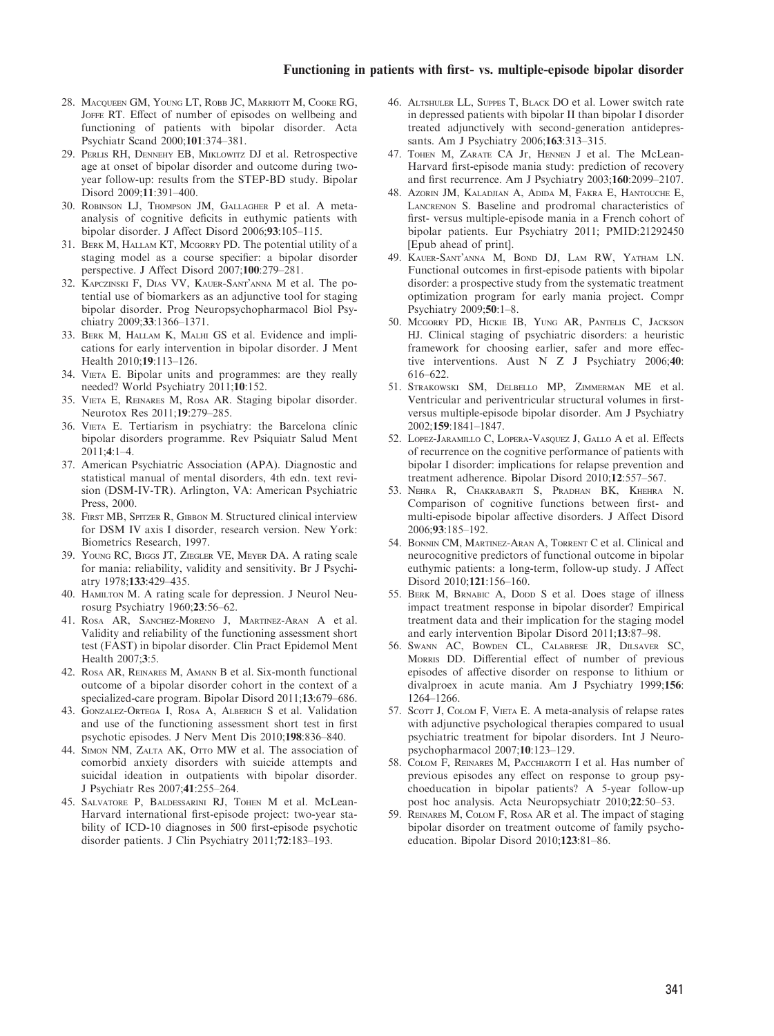28. Macqueen GM, Young LT, Robb JC, Marriott M, Cooke RG, Joffe RT. Effect of number of episodes on wellbeing and functioning of patients with bipolar disorder. Acta Psychiatr Scand 2000;**101**:374–381.
29. Perlis RH, Dennehy EB, Miklowitz DJ et al. Retrospective age at onset of bipolar disorder and outcome during two-year follow-up: results from the STEP-BD study. Bipolar Disord 2009;**11**:391–400.
30. Robinson LJ, Thompson JM, Gallagher P et al. A meta-analysis of cognitive deficits in euthymic patients with bipolar disorder. J Affect Disord 2006;**93**:105–115.
31. Berk M, Hallam KT, Mcgorry PD. The potential utility of a staging model as a course specifier: a bipolar disorder perspective. J Affect Disord 2007;**100**:279–281.
32. Kapczinski F, Dias VV, Kauer-Sant'anna M et al. The potential use of biomarkers as an adjunctive tool for staging bipolar disorder. Prog Neuropsychopharmacol Biol Psychiatry 2009;**33**:1366–1371.
33. Berk M, Hallam K, Malhi GS et al. Evidence and implications for early intervention in bipolar disorder. J Ment Health 2010;**19**:113–126.
34. Vieta E. Bipolar units and programmes: are they really needed? World Psychiatry 2011;**10**:152.
35. Vieta E, Reinares M, Rosa AR. Staging bipolar disorder. Neurotox Res 2011;**19**:279–285.
36. Vieta E. Tertiarism in psychiatry: the Barcelona clínic bipolar disorders programme. Rev Psiquiatr Salud Ment 2011;**4**:1–4.
37. American Psychiatric Association (APA). Diagnostic and statistical manual of mental disorders, 4th edn. text revision (DSM-IV-TR). Arlington, VA: American Psychiatric Press, 2000.
38. First MB, Spitzer R, Gibbon M. Structured clinical interview for DSM IV axis I disorder, research version. New York: Biometrics Research, 1997.
39. Young RC, Biggs JT, Ziegler VE, Meyer DA. A rating scale for mania: reliability, validity and sensitivity. Br J Psychiatry 1978;**133**:429–435.
40. Hamilton M. A rating scale for depression. J Neurol Neurosurg Psychiatry 1960;**23**:56–62.
41. Rosa AR, Sanchez-Moreno J, Martinez-Aran A et al. Validity and reliability of the functioning assessment short test (FAST) in bipolar disorder. Clin Pract Epidemol Ment Health 2007;**3**:5.
42. Rosa AR, Reinares M, Amann B et al. Six-month functional outcome of a bipolar disorder cohort in the context of a specialized-care program. Bipolar Disord 2011;**13**:679–686.
43. Gonzalez-Ortega I, Rosa A, Alberich S et al. Validation and use of the functioning assessment short test in first psychotic episodes. J Nerv Ment Dis 2010;**198**:836–840.
44. Simon NM, Zalta AK, Otto MW et al. The association of comorbid anxiety disorders with suicide attempts and suicidal ideation in outpatients with bipolar disorder. J Psychiatr Res 2007;**41**:255–264.
45. Salvatore P, Baldessarini RJ, Tohen M et al. McLean-Harvard international first-episode project: two-year stability of ICD-10 diagnoses in 500 first-episode psychotic disorder patients. J Clin Psychiatry 2011;**72**:183–193.
46. Altshuler LL, Suppes T, Black DO et al. Lower switch rate in depressed patients with bipolar II than bipolar I disorder treated adjunctively with second-generation antidepressants. Am J Psychiatry 2006;**163**:313–315.
47. Tohen M, Zarate CA Jr, Hennen J et al. The McLean-Harvard first-episode mania study: prediction of recovery and first recurrence. Am J Psychiatry 2003;**160**:2099–2107.
48. Azorin JM, Kaladjian A, Adida M, Fakra E, Hantouche E, Lancrenon S. Baseline and prodromal characteristics of first- versus multiple-episode mania in a French cohort of bipolar patients. Eur Psychiatry 2011; PMID:21292450 [Epub ahead of print].
49. Kauer-Sant'anna M, Bond DJ, Lam RW, Yatham LN. Functional outcomes in first-episode patients with bipolar disorder: a prospective study from the systematic treatment optimization program for early mania project. Compr Psychiatry 2009;**50**:1–8.
50. Mcgorry PD, Hickie IB, Yung AR, Pantelis C, Jackson HJ. Clinical staging of psychiatric disorders: a heuristic framework for choosing earlier, safer and more effective interventions. Aust N Z J Psychiatry 2006;**40**: 616–622.
51. Strakowski SM, Delbello MP, Zimmerman ME et al. Ventricular and periventricular structural volumes in first- versus multiple-episode bipolar disorder. Am J Psychiatry 2002;**159**:1841–1847.
52. Lopez-Jaramillo C, Lopera-Vasquez J, Gallo A et al. Effects of recurrence on the cognitive performance of patients with bipolar I disorder: implications for relapse prevention and treatment adherence. Bipolar Disord 2010;**12**:557–567.
53. Nehra R, Chakrabarti S, Pradhan BK, Khehra N. Comparison of cognitive functions between first- and multi-episode bipolar affective disorders. J Affect Disord 2006;**93**:185–192.
54. Bonnin CM, Martinez-Aran A, Torrent C et al. Clinical and neurocognitive predictors of functional outcome in bipolar euthymic patients: a long-term, follow-up study. J Affect Disord 2010;**121**:156–160.
55. Berk M, Brnabic A, Dodd S et al. Does stage of illness impact treatment response in bipolar disorder? Empirical treatment data and their implication for the staging model and early intervention Bipolar Disord 2011;**13**:87–98.
56. Swann AC, Bowden CL, Calabrese JR, Dilsaver SC, Morris DD. Differential effect of number of previous episodes of affective disorder on response to lithium or divalproex in acute mania. Am J Psychiatry 1999;**156**: 1264–1266.
57. Scott J, Colom F, Vieta E. A meta-analysis of relapse rates with adjunctive psychological therapies compared to usual psychiatric treatment for bipolar disorders. Int J Neuropsychopharmacol 2007;**10**:123–129.
58. Colom F, Reinares M, Pacchiarotti I et al. Has number of previous episodes any effect on response to group psychoeducation in bipolar patients? A 5-year follow-up post hoc analysis. Acta Neuropsychiatr 2010;**22**:50–53.
59. Reinares M, Colom F, Rosa AR et al. The impact of staging bipolar disorder on treatment outcome of family psychoeducation. Bipolar Disord 2010;**123**:81–86.